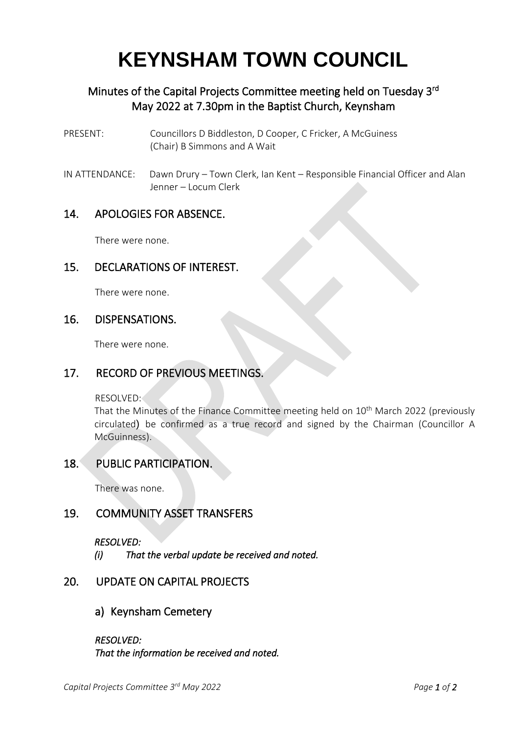# KEYNSHAM TOWN COUNCIL

## Minutes of the Capital Projects Committee meeting held on Tuesday 3rd May 2022 at 7.30pm in the Baptist Church, Keynsham

PRESENT: Councillors D Biddleston, D Cooper, C Fricker, A McGuiness (Chair) B Simmons and A Wait

IN ATTENDANCE: Dawn Drury – Town Clerk, Ian Kent – Responsible Financial Officer and Alan Jenner – Locum Clerk

## 14. APOLOGIES FOR ABSENCE.

There were none.

## 15. DECLARATIONS OF INTEREST.

There were none.

## 16. DISPENSATIONS.

There were none.

## 17. RECORD OF PREVIOUS MEETINGS.

RESOLVED:
That the Minutes of the Finance Committee meeting held on 10th March 2022 (previously circulated) be confirmed as a true record and signed by the Chairman (Councillor A McGuinness).

## 18. PUBLIC PARTICIPATION.

There was none.

## 19. COMMUNITY ASSET TRANSFERS

***RESOLVED:***
***(i) That the verbal update be received and noted.***

## 20. UPDATE ON CAPITAL PROJECTS

### a) Keynsham Cemetery

***RESOLVED:***
***That the information be received and noted.***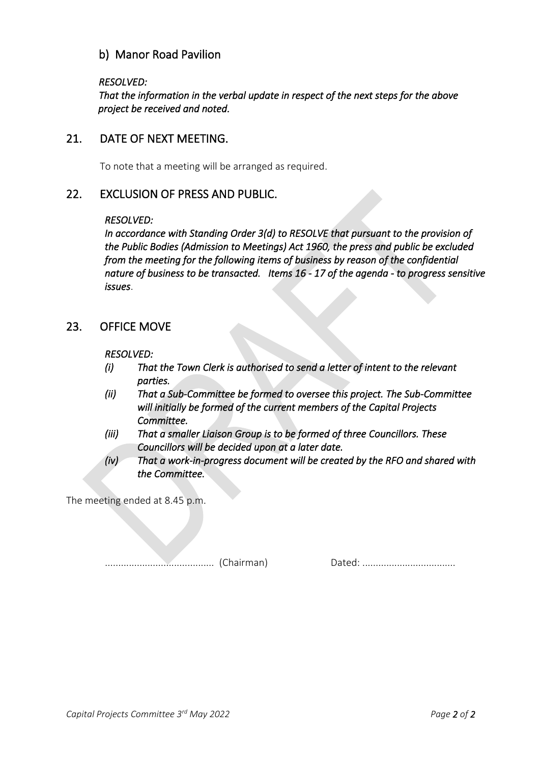### b) Manor Road Pavilion

*RESOLVED:*
*That the information in the verbal update in respect of the next steps for the above project be received and noted.*

## 21. DATE OF NEXT MEETING.

To note that a meeting will be arranged as required.

## 22. EXCLUSION OF PRESS AND PUBLIC.

*RESOLVED:*
*In accordance with Standing Order 3(d) to RESOLVE that pursuant to the provision of the Public Bodies (Admission to Meetings) Act 1960, the press and public be excluded from the meeting for the following items of business by reason of the confidential nature of business to be transacted. Items 16 - 17 of the agenda - to progress sensitive issues.*

## 23. OFFICE MOVE

*RESOLVED:*

- *(i) That the Town Clerk is authorised to send a letter of intent to the relevant parties.*
- *(ii) That a Sub-Committee be formed to oversee this project. The Sub-Committee will initially be formed of the current members of the Capital Projects Committee.*
- *(iii) That a smaller Liaison Group is to be formed of three Councillors. These Councillors will be decided upon at a later date.*
- *(iv) That a work-in-progress document will be created by the RFO and shared with the Committee.*

The meeting ended at 8.45 p.m.

........................................ (Chairman) Dated: ..................................